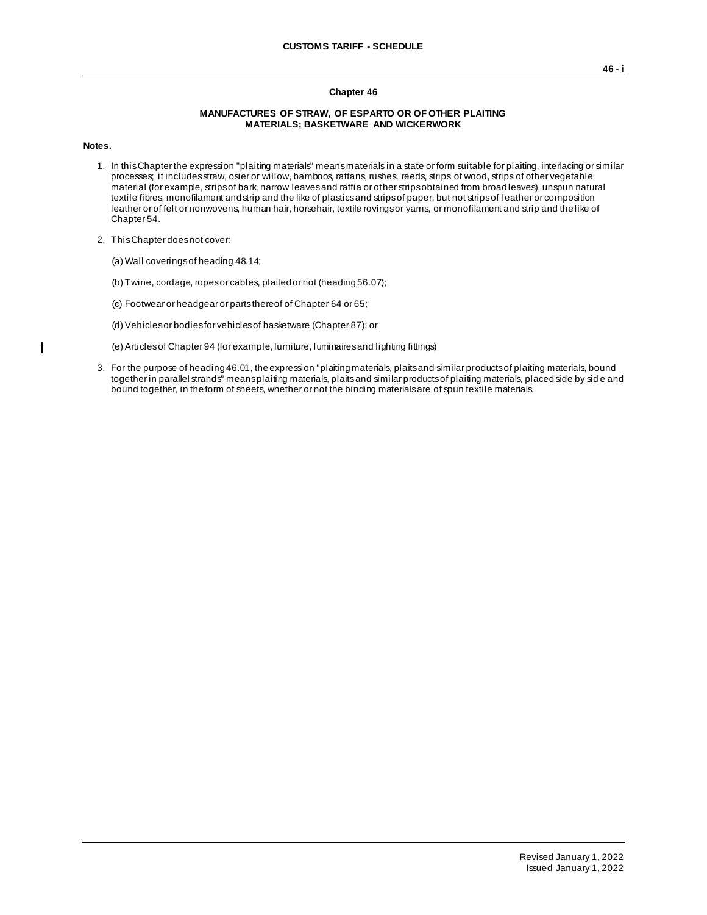## Chapter 46

### MANUFACTURES OF STRAW, OF ESPARTO OR OF OTHER PLAITING MATERIALS; BASKETWARE AND WICKERWORK

**Notes.**

1. In this Chapter the expression "plaiting materials" means materials in a state or form suitable for plaiting, interlacing or similar processes; it includes straw, osier or willow, bamboos, rattans, rushes, reeds, strips of wood, strips of other vegetable material (for example, strips of bark, narrow leaves and raffia or other strips obtained from broad leaves), unspun natural textile fibres, monofilament and strip and the like of plastics and strips of paper, but not strips of leather or composition leather or of felt or nonwovens, human hair, horsehair, textile rovings or yarns, or monofilament and strip and the like of Chapter 54.

2. This Chapter does not cover:

   (a) Wall coverings of heading 48.14;

   (b) Twine, cordage, ropes or cables, plaited or not (heading 56.07);

   (c) Footwear or headgear or parts thereof of Chapter 64 or 65;

   (d) Vehicles or bodies for vehicles of basketware (Chapter 87); or

   (e) Articles of Chapter 94 (for example, furniture, luminaires and lighting fittings)

3. For the purpose of heading 46.01, the expression "plaiting materials, plaits and similar products of plaiting materials, bound together in parallel strands" means plaiting materials, plaits and similar products of plaiting materials, placed side by side and bound together, in the form of sheets, whether or not the binding materials are of spun textile materials.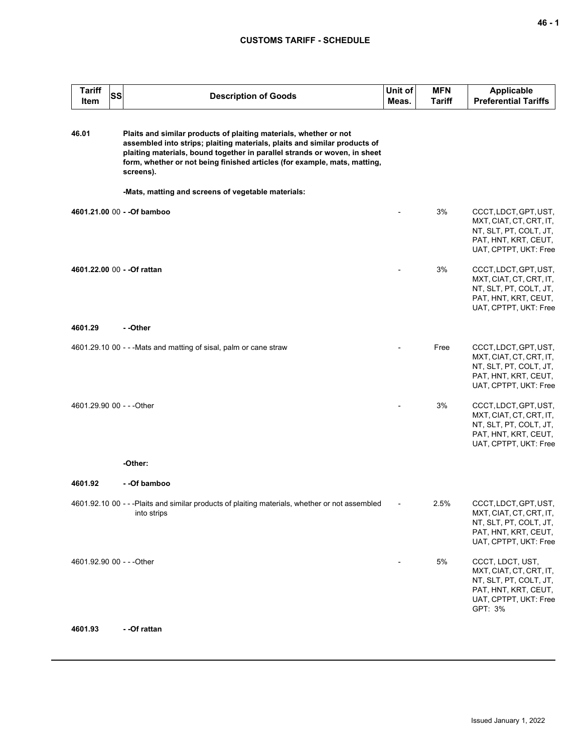| Tariff Item | SS | Description of Goods | Unit of Meas. | MFN Tariff | Applicable Preferential Tariffs |
|---|---|---|---|---|---|
| **46.01** | | **Plaits and similar products of plaiting materials, whether or not assembled into strips; plaiting materials, plaits and similar products of plaiting materials, bound together in parallel strands or woven, in sheet form, whether or not being finished articles (for example, mats, matting, screens).** | | | |
| | | **-Mats, matting and screens of vegetable materials:** | | | |
| **4601.21.00** | 00 | **- -Of bamboo** | - | 3% | CCCT, LDCT, GPT, UST, MXT, CIAT, CT, CRT, IT, NT, SLT, PT, COLT, JT, PAT, HNT, KRT, CEUT, UAT, CPTPT, UKT: Free |
| **4601.22.00** | 00 | **- -Of rattan** | - | 3% | CCCT, LDCT, GPT, UST, MXT, CIAT, CT, CRT, IT, NT, SLT, PT, COLT, JT, PAT, HNT, KRT, CEUT, UAT, CPTPT, UKT: Free |
| **4601.29** | | **- -Other** | | | |
| 4601.29.10 | 00 | - - -Mats and matting of sisal, palm or cane straw | - | Free | CCCT, LDCT, GPT, UST, MXT, CIAT, CT, CRT, IT, NT, SLT, PT, COLT, JT, PAT, HNT, KRT, CEUT, UAT, CPTPT, UKT: Free |
| 4601.29.90 | 00 | - - -Other | - | 3% | CCCT, LDCT, GPT, UST, MXT, CIAT, CT, CRT, IT, NT, SLT, PT, COLT, JT, PAT, HNT, KRT, CEUT, UAT, CPTPT, UKT: Free |
| | | **-Other:** | | | |
| **4601.92** | | **- -Of bamboo** | | | |
| 4601.92.10 | 00 | - - -Plaits and similar products of plaiting materials, whether or not assembled into strips | - | 2.5% | CCCT, LDCT, GPT, UST, MXT, CIAT, CT, CRT, IT, NT, SLT, PT, COLT, JT, PAT, HNT, KRT, CEUT, UAT, CPTPT, UKT: Free |
| 4601.92.90 | 00 | - - -Other | - | 5% | CCCT, LDCT, UST, MXT, CIAT, CT, CRT, IT, NT, SLT, PT, COLT, JT, PAT, HNT, KRT, CEUT, UAT, CPTPT, UKT: Free<br>GPT: 3% |
| **4601.93** | | **- -Of rattan** | | | |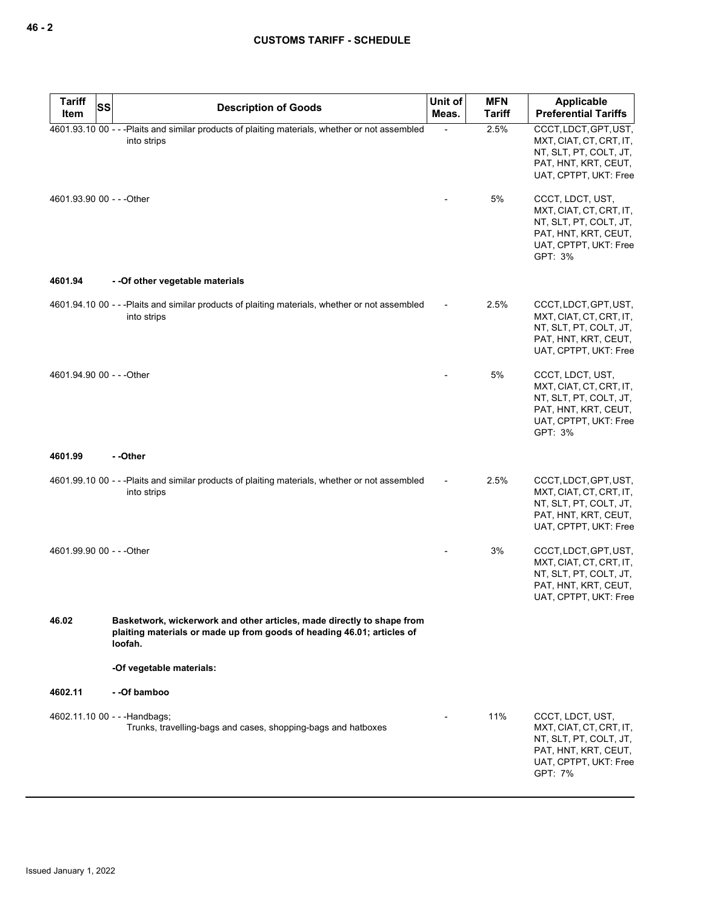| Tariff Item | SS | Description of Goods | Unit of Meas. | MFN Tariff | Applicable Preferential Tariffs |
|---|---|---|---|---|---|
| 4601.93.10 | 00 | - - -Plaits and similar products of plaiting materials, whether or not assembled into strips | - | 2.5% | CCCT, LDCT, GPT, UST, MXT, CIAT, CT, CRT, IT, NT, SLT, PT, COLT, JT, PAT, HNT, KRT, CEUT, UAT, CPTPT, UKT: Free |
| 4601.93.90 | 00 | - - -Other | - | 5% | CCCT, LDCT, UST, MXT, CIAT, CT, CRT, IT, NT, SLT, PT, COLT, JT, PAT, HNT, KRT, CEUT, UAT, CPTPT, UKT: Free GPT: 3% |
| **4601.94** | | **- -Of other vegetable materials** | | | |
| 4601.94.10 | 00 | - - -Plaits and similar products of plaiting materials, whether or not assembled into strips | - | 2.5% | CCCT, LDCT, GPT, UST, MXT, CIAT, CT, CRT, IT, NT, SLT, PT, COLT, JT, PAT, HNT, KRT, CEUT, UAT, CPTPT, UKT: Free |
| 4601.94.90 | 00 | - - -Other | - | 5% | CCCT, LDCT, UST, MXT, CIAT, CT, CRT, IT, NT, SLT, PT, COLT, JT, PAT, HNT, KRT, CEUT, UAT, CPTPT, UKT: Free GPT: 3% |
| **4601.99** | | **- -Other** | | | |
| 4601.99.10 | 00 | - - -Plaits and similar products of plaiting materials, whether or not assembled into strips | - | 2.5% | CCCT, LDCT, GPT, UST, MXT, CIAT, CT, CRT, IT, NT, SLT, PT, COLT, JT, PAT, HNT, KRT, CEUT, UAT, CPTPT, UKT: Free |
| 4601.99.90 | 00 | - - -Other | - | 3% | CCCT, LDCT, GPT, UST, MXT, CIAT, CT, CRT, IT, NT, SLT, PT, COLT, JT, PAT, HNT, KRT, CEUT, UAT, CPTPT, UKT: Free |
| **46.02** | | **Basketwork, wickerwork and other articles, made directly to shape from plaiting materials or made up from goods of heading 46.01; articles of loofah.** | | | |
| | | **-Of vegetable materials:** | | | |
| **4602.11** | | **- -Of bamboo** | | | |
| 4602.11.10 | 00 | - - -Handbags; Trunks, travelling-bags and cases, shopping-bags and hatboxes | - | 11% | CCCT, LDCT, UST, MXT, CIAT, CT, CRT, IT, NT, SLT, PT, COLT, JT, PAT, HNT, KRT, CEUT, UAT, CPTPT, UKT: Free GPT: 7% |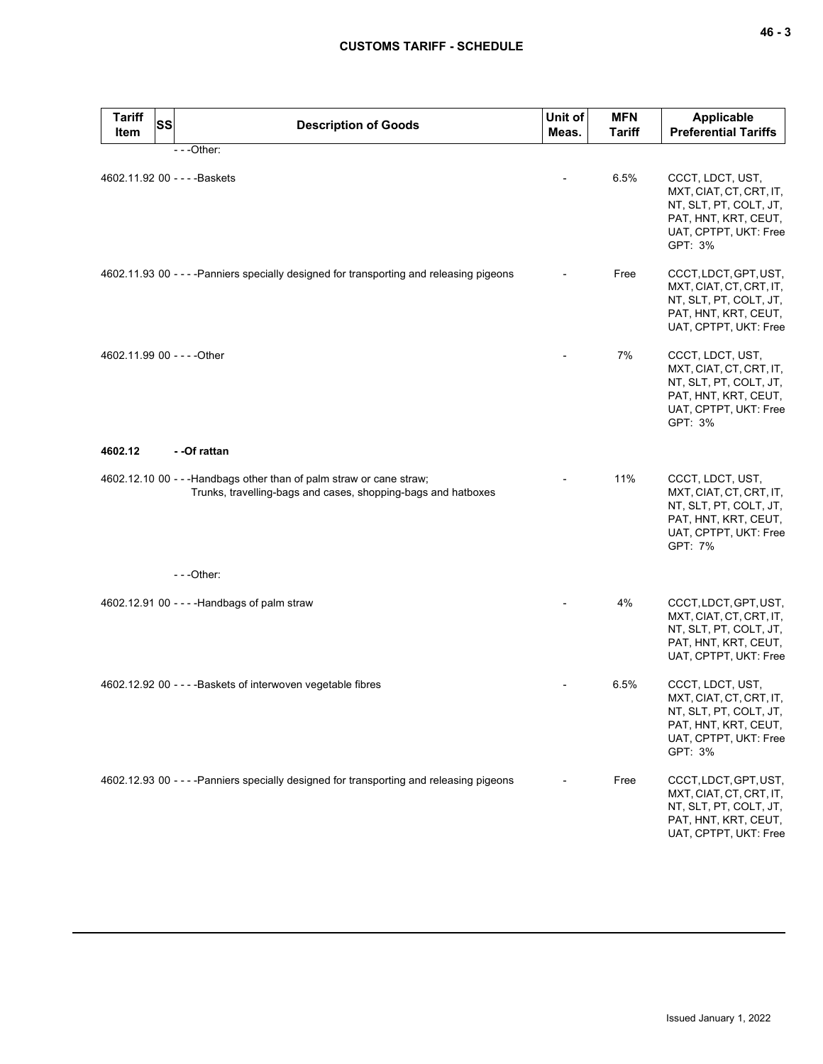| Tariff Item | SS | Description of Goods | Unit of Meas. | MFN Tariff | Applicable Preferential Tariffs |
|---|---|---|---|---|---|
| | | - - -Other: | | | |
| 4602.11.92 | 00 | - - - -Baskets | - | 6.5% | CCCT, LDCT, UST, MXT, CIAT, CT, CRT, IT, NT, SLT, PT, COLT, JT, PAT, HNT, KRT, CEUT, UAT, CPTPT, UKT: Free<br>GPT: 3% |
| 4602.11.93 | 00 | - - - -Panniers specially designed for transporting and releasing pigeons | - | Free | CCCT, LDCT, GPT, UST, MXT, CIAT, CT, CRT, IT, NT, SLT, PT, COLT, JT, PAT, HNT, KRT, CEUT, UAT, CPTPT, UKT: Free |
| 4602.11.99 | 00 | - - - -Other | - | 7% | CCCT, LDCT, UST, MXT, CIAT, CT, CRT, IT, NT, SLT, PT, COLT, JT, PAT, HNT, KRT, CEUT, UAT, CPTPT, UKT: Free<br>GPT: 3% |
| **4602.12** | | **- -Of rattan** | | | |
| 4602.12.10 | 00 | - - -Handbags other than of palm straw or cane straw;<br>Trunks, travelling-bags and cases, shopping-bags and hatboxes | - | 11% | CCCT, LDCT, UST, MXT, CIAT, CT, CRT, IT, NT, SLT, PT, COLT, JT, PAT, HNT, KRT, CEUT, UAT, CPTPT, UKT: Free<br>GPT: 7% |
| | | - - -Other: | | | |
| 4602.12.91 | 00 | - - - -Handbags of palm straw | - | 4% | CCCT, LDCT, GPT, UST, MXT, CIAT, CT, CRT, IT, NT, SLT, PT, COLT, JT, PAT, HNT, KRT, CEUT, UAT, CPTPT, UKT: Free |
| 4602.12.92 | 00 | - - - -Baskets of interwoven vegetable fibres | - | 6.5% | CCCT, LDCT, UST, MXT, CIAT, CT, CRT, IT, NT, SLT, PT, COLT, JT, PAT, HNT, KRT, CEUT, UAT, CPTPT, UKT: Free<br>GPT: 3% |
| 4602.12.93 | 00 | - - - -Panniers specially designed for transporting and releasing pigeons | - | Free | CCCT, LDCT, GPT, UST, MXT, CIAT, CT, CRT, IT, NT, SLT, PT, COLT, JT, PAT, HNT, KRT, CEUT, UAT, CPTPT, UKT: Free |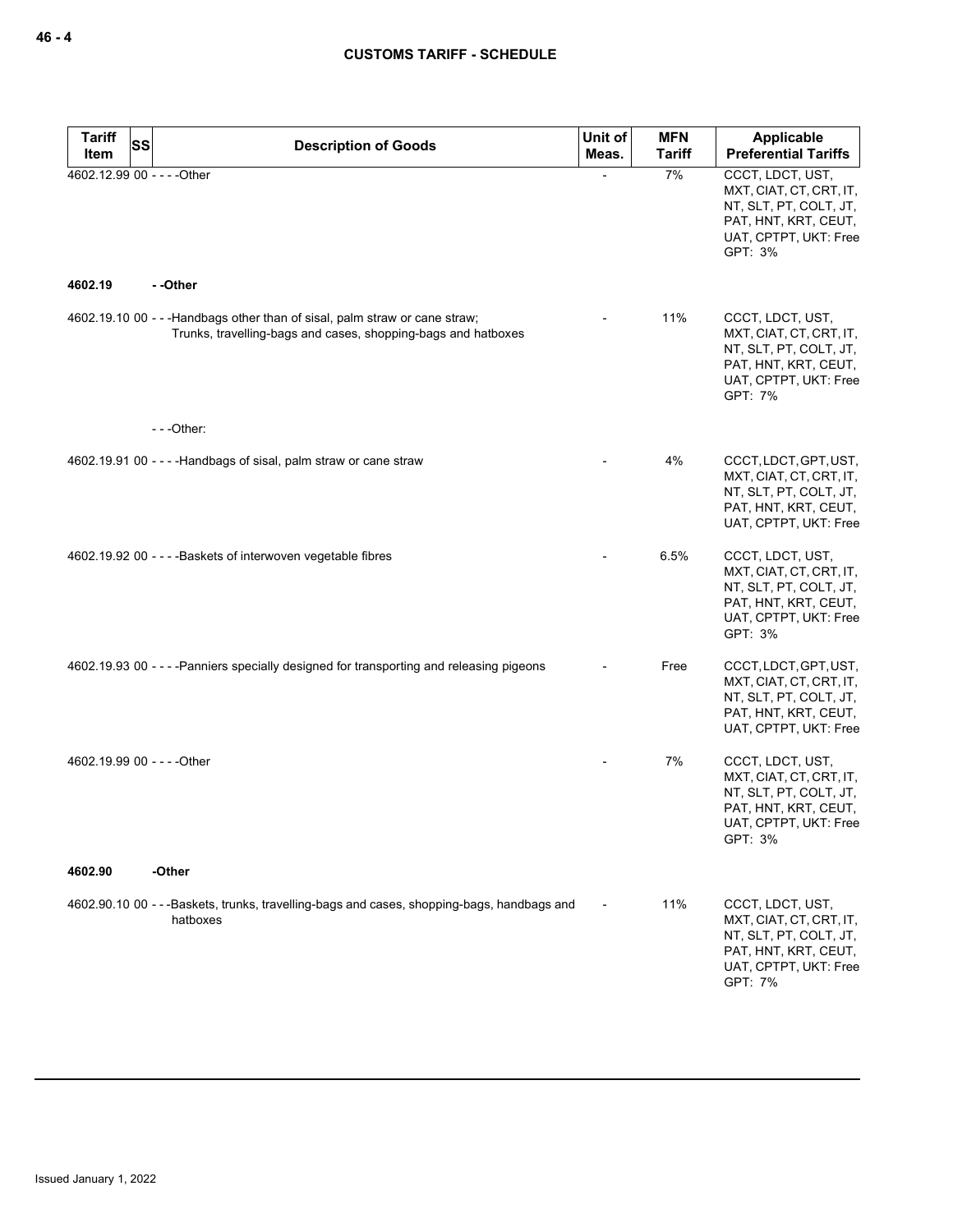| Tariff Item | SS | Description of Goods | Unit of Meas. | MFN Tariff | Applicable Preferential Tariffs |
|---|---|---|---|---|---|
| 4602.12.99 | 00 | - - - -Other | - | 7% | CCCT, LDCT, UST, MXT, CIAT, CT, CRT, IT, NT, SLT, PT, COLT, JT, PAT, HNT, KRT, CEUT, UAT, CPTPT, UKT: Free<br>GPT: 3% |
| **4602.19** | | **- -Other** | | | |
| 4602.19.10 | 00 | - - -Handbags other than of sisal, palm straw or cane straw;<br>Trunks, travelling-bags and cases, shopping-bags and hatboxes | - | 11% | CCCT, LDCT, UST, MXT, CIAT, CT, CRT, IT, NT, SLT, PT, COLT, JT, PAT, HNT, KRT, CEUT, UAT, CPTPT, UKT: Free<br>GPT: 7% |
| | | - - -Other: | | | |
| 4602.19.91 | 00 | - - - -Handbags of sisal, palm straw or cane straw | - | 4% | CCCT, LDCT, GPT, UST, MXT, CIAT, CT, CRT, IT, NT, SLT, PT, COLT, JT, PAT, HNT, KRT, CEUT, UAT, CPTPT, UKT: Free |
| 4602.19.92 | 00 | - - - -Baskets of interwoven vegetable fibres | - | 6.5% | CCCT, LDCT, UST, MXT, CIAT, CT, CRT, IT, NT, SLT, PT, COLT, JT, PAT, HNT, KRT, CEUT, UAT, CPTPT, UKT: Free<br>GPT: 3% |
| 4602.19.93 | 00 | - - - -Panniers specially designed for transporting and releasing pigeons | - | Free | CCCT, LDCT, GPT, UST, MXT, CIAT, CT, CRT, IT, NT, SLT, PT, COLT, JT, PAT, HNT, KRT, CEUT, UAT, CPTPT, UKT: Free |
| 4602.19.99 | 00 | - - - -Other | - | 7% | CCCT, LDCT, UST, MXT, CIAT, CT, CRT, IT, NT, SLT, PT, COLT, JT, PAT, HNT, KRT, CEUT, UAT, CPTPT, UKT: Free<br>GPT: 3% |
| **4602.90** | | **-Other** | | | |
| 4602.90.10 | 00 | - - -Baskets, trunks, travelling-bags and cases, shopping-bags, handbags and hatboxes | - | 11% | CCCT, LDCT, UST, MXT, CIAT, CT, CRT, IT, NT, SLT, PT, COLT, JT, PAT, HNT, KRT, CEUT, UAT, CPTPT, UKT: Free<br>GPT: 7% |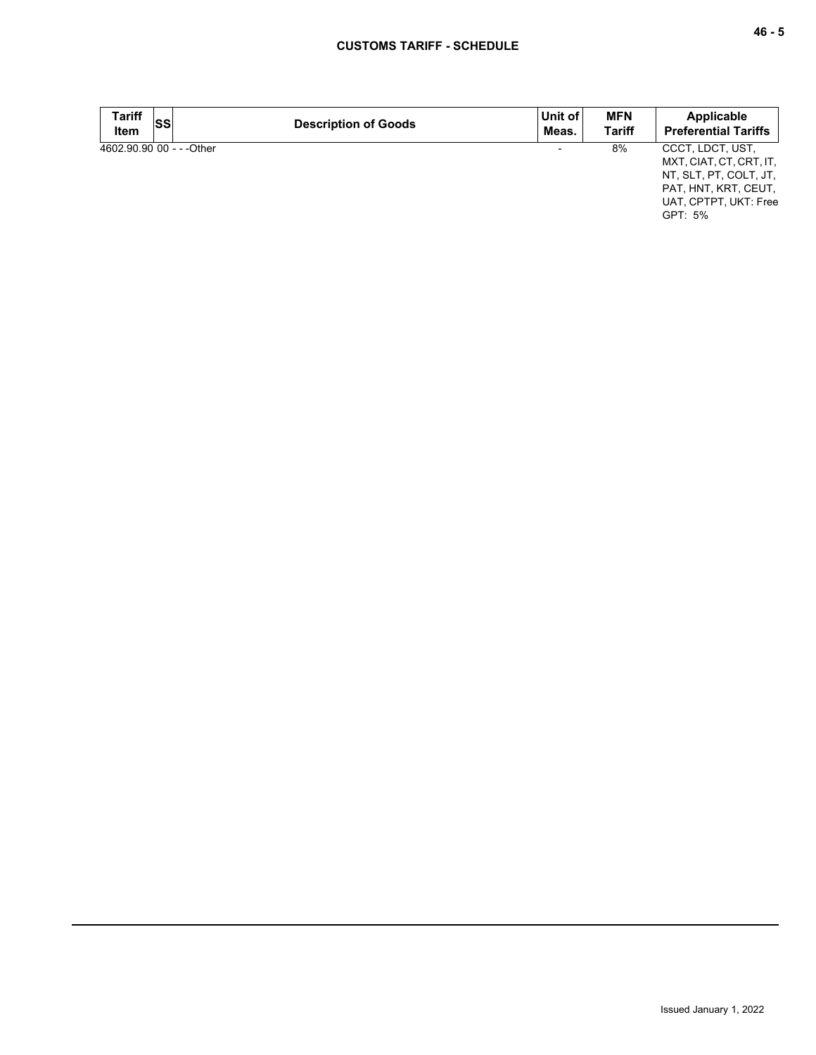| Tariff Item | SS | Description of Goods | Unit of Meas. | MFN Tariff | Applicable Preferential Tariffs |
|---|---|---|---|---|---|
| 4602.90.90 | 00 | - - -Other | - | 8% | CCCT, LDCT, UST, MXT, CIAT, CT, CRT, IT, NT, SLT, PT, COLT, JT, PAT, HNT, KRT, CEUT, UAT, CPTPT, UKT: Free<br>GPT: 5% |